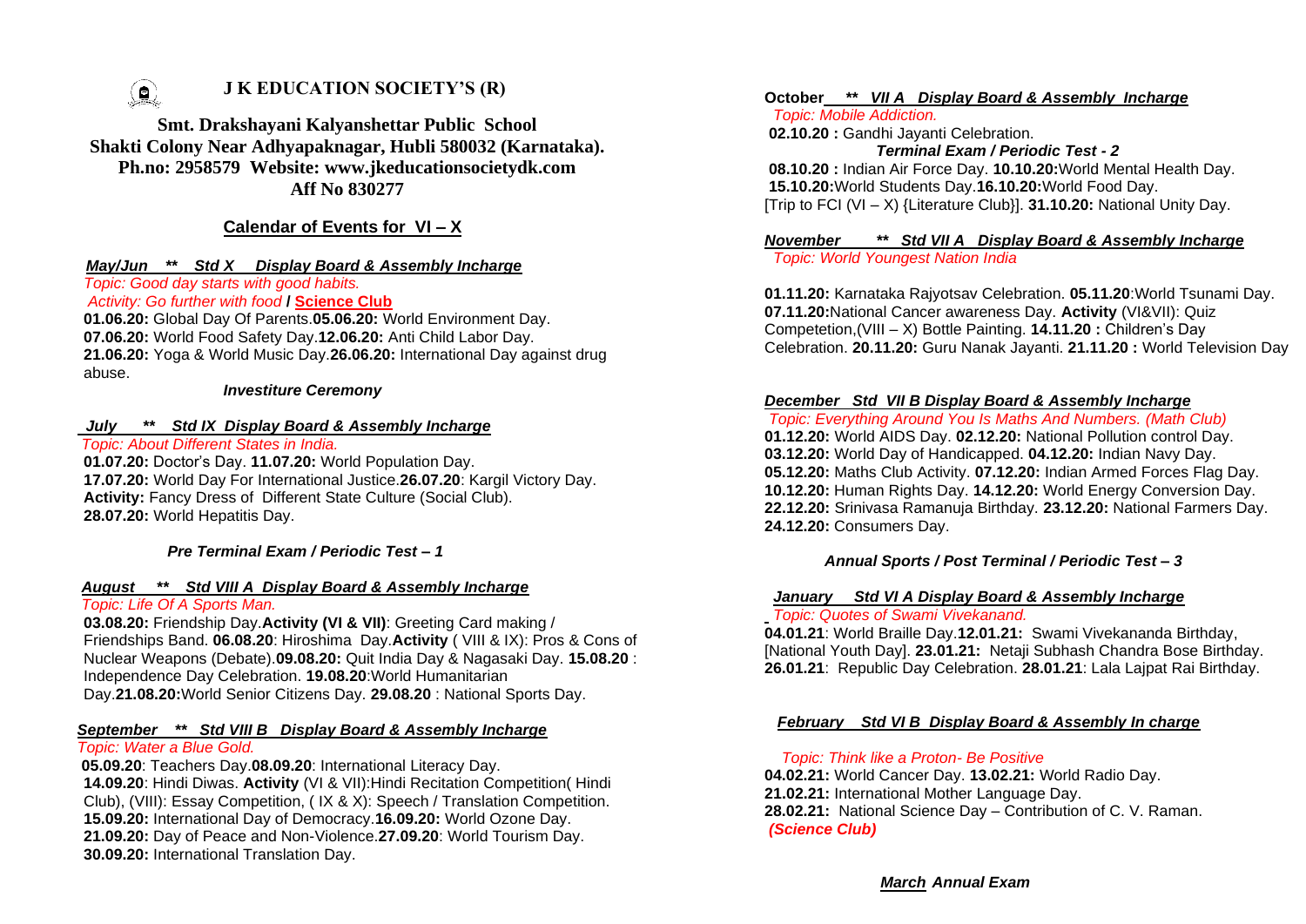# J K EDUCATION SOCIETY'S (R)

**Smt. Drakshayani Kalyanshettar Public School**
**Shakti Colony Near Adhyapaknagar, Hubli 580032 (Karnataka).**
**Ph.no: 2958579 Website: www.jkeducationsocietydk.com**
**Aff No 830277**

## Calendar of Events for VI – X

***May/Jun \*\* Std X Display Board & Assembly Incharge***

*Topic: Good day starts with good habits.*

*Activity: Go further with food* / **Science Club**

**01.06.20:** Global Day Of Parents.**05.06.20:** World Environment Day. **07.06.20:** World Food Safety Day.**12.06.20:** Anti Child Labor Day. **21.06.20:** Yoga & World Music Day.**26.06.20:** International Day against drug abuse.

***Investiture Ceremony***

***July \*\* Std IX Display Board & Assembly Incharge***

*Topic: About Different States in India.*

**01.07.20:** Doctor's Day. **11.07.20:** World Population Day. **17.07.20:** World Day For International Justice.**26.07.20**: Kargil Victory Day. **Activity:** Fancy Dress of Different State Culture (Social Club). **28.07.20:** World Hepatitis Day.

***Pre Terminal Exam / Periodic Test – 1***

***August \*\* Std VIII A Display Board & Assembly Incharge***

*Topic: Life Of A Sports Man.*

**03.08.20:** Friendship Day.**Activity (VI & VII)**: Greeting Card making / Friendships Band. **06.08.20**: Hiroshima Day.**Activity** ( VIII & IX): Pros & Cons of Nuclear Weapons (Debate).**09.08.20:** Quit India Day & Nagasaki Day. **15.08.20** : Independence Day Celebration. **19.08.20**:World Humanitarian Day.**21.08.20:**World Senior Citizens Day. **29.08.20** : National Sports Day.

***September \*\* Std VIII B Display Board & Assembly Incharge***

*Topic: Water a Blue Gold.*

**05.09.20**: Teachers Day.**08.09.20**: International Literacy Day. **14.09.20**: Hindi Diwas. **Activity** (VI & VII):Hindi Recitation Competition( Hindi Club), (VIII): Essay Competition, ( IX & X): Speech / Translation Competition. **15.09.20:** International Day of Democracy.**16.09.20:** World Ozone Day. **21.09.20:** Day of Peace and Non-Violence.**27.09.20**: World Tourism Day. **30.09.20:** International Translation Day.

**October** ***\*\* VII A Display Board & Assembly Incharge***

*Topic: Mobile Addiction.*

**02.10.20 :** Gandhi Jayanti Celebration.

***Terminal Exam / Periodic Test - 2***

**08.10.20 :** Indian Air Force Day. **10.10.20:**World Mental Health Day. **15.10.20:**World Students Day.**16.10.20:**World Food Day. [Trip to FCI (VI – X) {Literature Club}]. **31.10.20:** National Unity Day.

***November \*\* Std VII A Display Board & Assembly Incharge***

*Topic: World Youngest Nation India*

**01.11.20:** Karnataka Rajyotsav Celebration. **05.11.20**:World Tsunami Day. **07.11.20:**National Cancer awareness Day. **Activity** (VI&VII): Quiz Competetion,(VIII – X) Bottle Painting. **14.11.20 :** Children's Day Celebration. **20.11.20:** Guru Nanak Jayanti. **21.11.20 :** World Television Day

***December Std VII B Display Board & Assembly Incharge***

*Topic: Everything Around You Is Maths And Numbers. (Math Club)*

**01.12.20:** World AIDS Day. **02.12.20:** National Pollution control Day. **03.12.20:** World Day of Handicapped. **04.12.20:** Indian Navy Day. **05.12.20:** Maths Club Activity. **07.12.20:** Indian Armed Forces Flag Day. **10.12.20:** Human Rights Day. **14.12.20:** World Energy Conversion Day. **22.12.20:** Srinivasa Ramanuja Birthday. **23.12.20:** National Farmers Day. **24.12.20:** Consumers Day.

***Annual Sports / Post Terminal / Periodic Test – 3***

***January Std VI A Display Board & Assembly Incharge***

*Topic: Quotes of Swami Vivekanand.*

**04.01.21**: World Braille Day.**12.01.21:** Swami Vivekananda Birthday, [National Youth Day]. **23.01.21:** Netaji Subhash Chandra Bose Birthday. **26.01.21**: Republic Day Celebration. **28.01.21**: Lala Lajpat Rai Birthday.

***February Std VI B Display Board & Assembly In charge***

*Topic: Think like a Proton- Be Positive*

**04.02.21:** World Cancer Day. **13.02.21:** World Radio Day. **21.02.21:** International Mother Language Day. **28.02.21:** National Science Day – Contribution of C. V. Raman. ***(Science Club)***

***March Annual Exam***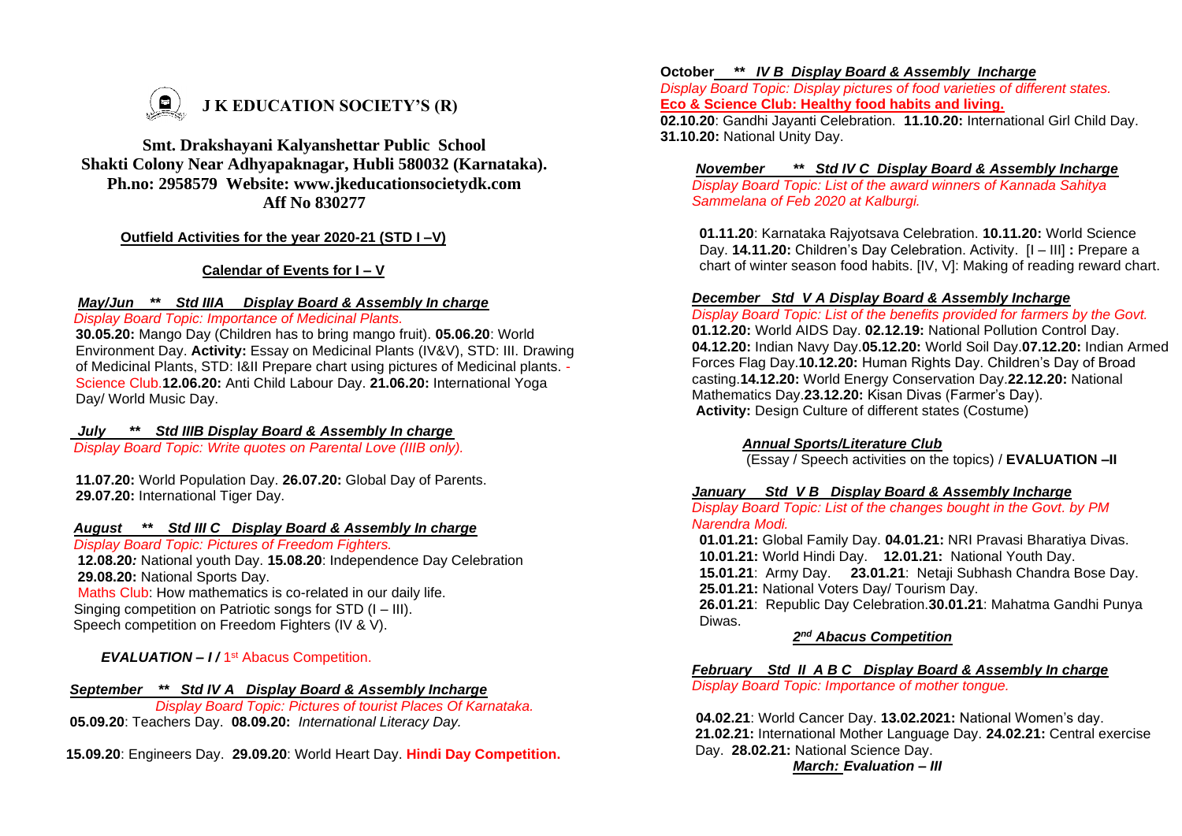# J K EDUCATION SOCIETY'S (R)

**Smt. Drakshayani Kalyanshettar Public School**
**Shakti Colony Near Adhyapaknagar, Hubli 580032 (Karnataka).**
**Ph.no: 2958579 Website: www.jkeducationsocietydk.com**
**Aff No 830277**

**Outfield Activities for the year 2020-21 (STD I –V)**

**Calendar of Events for I – V**

***May/Jun ** Std IIIA Display Board & Assembly In charge***

*Display Board Topic: Importance of Medicinal Plants.*

**30.05.20:** Mango Day (Children has to bring mango fruit). **05.06.20**: World Environment Day. **Activity:** Essay on Medicinal Plants (IV&V), STD: III. Drawing of Medicinal Plants, STD: I&II Prepare chart using pictures of Medicinal plants. - Science Club.**12.06.20:** Anti Child Labour Day. **21.06.20:** International Yoga Day/ World Music Day.

***July ** Std IIIB Display Board & Assembly In charge***

*Display Board Topic: Write quotes on Parental Love (IIIB only).*

**11.07.20:** World Population Day. **26.07.20:** Global Day of Parents. **29.07.20:** International Tiger Day.

***August ** Std III C Display Board & Assembly In charge***

*Display Board Topic: Pictures of Freedom Fighters.*

**12.08.20***:* National youth Day. **15.08.20**: Independence Day Celebration **29.08.20:** National Sports Day.

Maths Club: How mathematics is co-related in our daily life.

Singing competition on Patriotic songs for STD (I – III).

Speech competition on Freedom Fighters (IV & V).

***EVALUATION – I /*** 1st Abacus Competition.

***September ** Std IV A Display Board & Assembly Incharge***

*Display Board Topic: Pictures of tourist Places Of Karnataka.*

**05.09.20**: Teachers Day. **08.09.20:** *International Literacy Day.*

**15.09.20**: Engineers Day. **29.09.20**: World Heart Day. **Hindi Day Competition.**

**October** ***\*\* IV B Display Board & Assembly Incharge***

*Display Board Topic: Display pictures of food varieties of different states.*

**Eco & Science Club: Healthy food habits and living.**

**02.10.20**: Gandhi Jayanti Celebration. **11.10.20:** International Girl Child Day. **31.10.20:** National Unity Day.

***November ** Std IV C Display Board & Assembly Incharge***

*Display Board Topic: List of the award winners of Kannada Sahitya Sammelana of Feb 2020 at Kalburgi.*

**01.11.20**: Karnataka Rajyotsava Celebration. **10.11.20:** World Science Day. **14.11.20:** Children's Day Celebration. Activity. [I – III] **:** Prepare a chart of winter season food habits. [IV, V]: Making of reading reward chart.

***December Std V A Display Board & Assembly Incharge***

*Display Board Topic: List of the benefits provided for farmers by the Govt.*

**01.12.20:** World AIDS Day. **02.12.19:** National Pollution Control Day. **04.12.20:** Indian Navy Day.**05.12.20:** World Soil Day.**07.12.20:** Indian Armed Forces Flag Day.**10.12.20:** Human Rights Day. Children's Day of Broad casting.**14.12.20:** World Energy Conservation Day.**22.12.20:** National Mathematics Day.**23.12.20:** Kisan Divas (Farmer's Day).

**Activity:** Design Culture of different states (Costume)

***Annual Sports/Literature Club***

(Essay / Speech activities on the topics) / **EVALUATION –II**

***January Std V B Display Board & Assembly Incharge***

*Display Board Topic: List of the changes bought in the Govt. by PM Narendra Modi.*

**01.01.21:** Global Family Day. **04.01.21:** NRI Pravasi Bharatiya Divas. **10.01.21:** World Hindi Day. **12.01.21:** National Youth Day. **15.01.21**: Army Day. **23.01.21**: Netaji Subhash Chandra Bose Day. **25.01.21:** National Voters Day/ Tourism Day. **26.01.21**: Republic Day Celebration.**30.01.21**: Mahatma Gandhi Punya Diwas.

***2nd Abacus Competition***

***February Std II A B C Display Board & Assembly In charge***

*Display Board Topic: Importance of mother tongue.*

**04.02.21**: World Cancer Day. **13.02.2021:** National Women's day. **21.02.21:** International Mother Language Day. **24.02.21:** Central exercise Day. **28.02.21:** National Science Day.

***March: Evaluation – III***